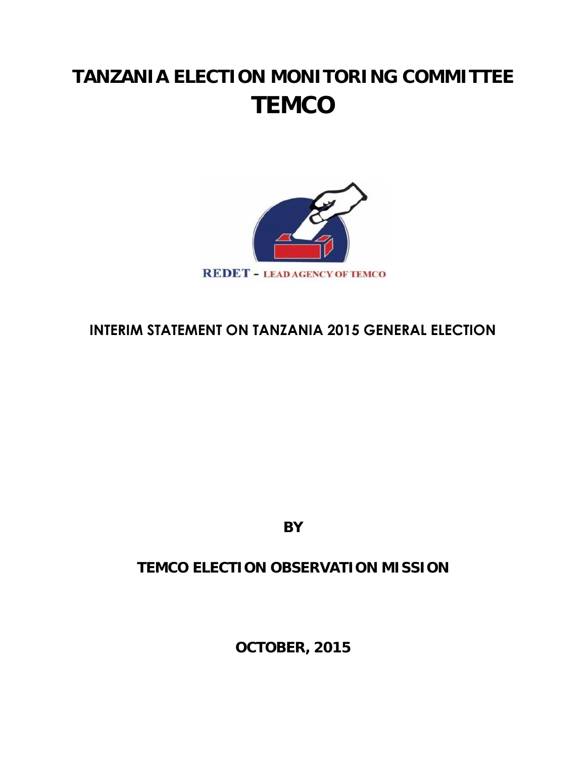# TANZANIA ELECTION MONITORING COMMITTEE

# TEMCO

REDET - LEAD AGENCY OF TEMCO

## INTERIM STATEMENT ON TANZANIA 2015 GENERAL ELECTION

**BY**

**TEMCO ELECTION OBSERVATION MISSION**

**OCTOBER, 2015**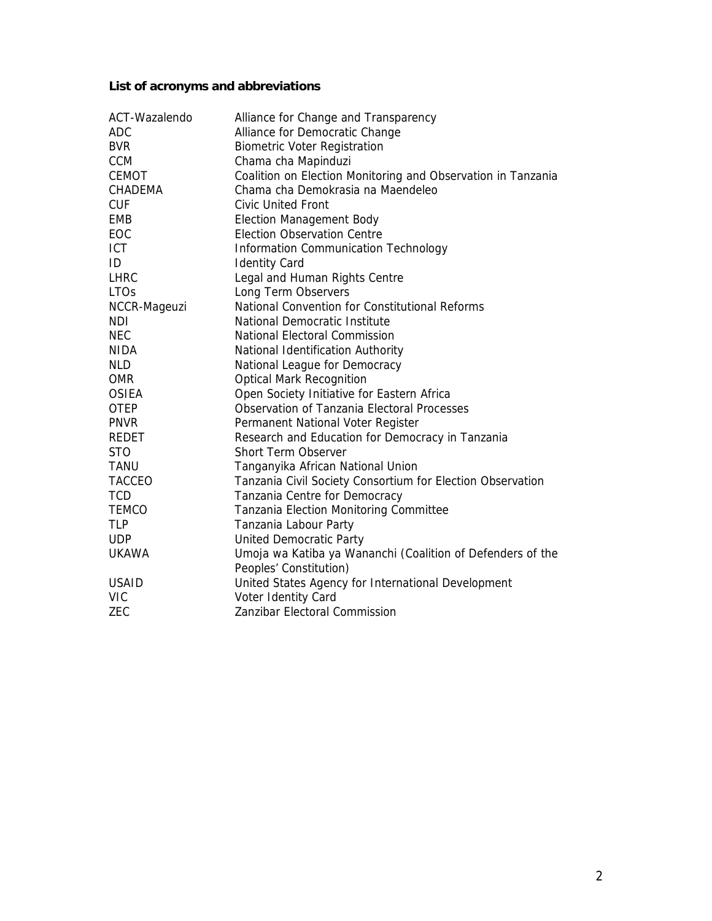**List of acronyms and abbreviations**

| | |
|---|---|
| ACT-Wazalendo | Alliance for Change and Transparency |
| ADC | Alliance for Democratic Change |
| BVR | Biometric Voter Registration |
| CCM | Chama cha Mapinduzi |
| CEMOT | Coalition on Election Monitoring and Observation in Tanzania |
| CHADEMA | Chama cha Demokrasia na Maendeleo |
| CUF | Civic United Front |
| EMB | Election Management Body |
| EOC | Election Observation Centre |
| ICT | Information Communication Technology |
| ID | Identity Card |
| LHRC | Legal and Human Rights Centre |
| LTOs | Long Term Observers |
| NCCR-Mageuzi | National Convention for Constitutional Reforms |
| NDI | National Democratic Institute |
| NEC | National Electoral Commission |
| NIDA | National Identification Authority |
| NLD | National League for Democracy |
| OMR | Optical Mark Recognition |
| OSIEA | Open Society Initiative for Eastern Africa |
| OTEP | Observation of Tanzania Electoral Processes |
| PNVR | Permanent National Voter Register |
| REDET | Research and Education for Democracy in Tanzania |
| STO | Short Term Observer |
| TANU | Tanganyika African National Union |
| TACCEO | Tanzania Civil Society Consortium for Election Observation |
| TCD | Tanzania Centre for Democracy |
| TEMCO | Tanzania Election Monitoring Committee |
| TLP | Tanzania Labour Party |
| UDP | United Democratic Party |
| UKAWA | Umoja wa Katiba ya Wananchi (Coalition of Defenders of the Peoples' Constitution) |
| USAID | United States Agency for International Development |
| VIC | Voter Identity Card |
| ZEC | Zanzibar Electoral Commission |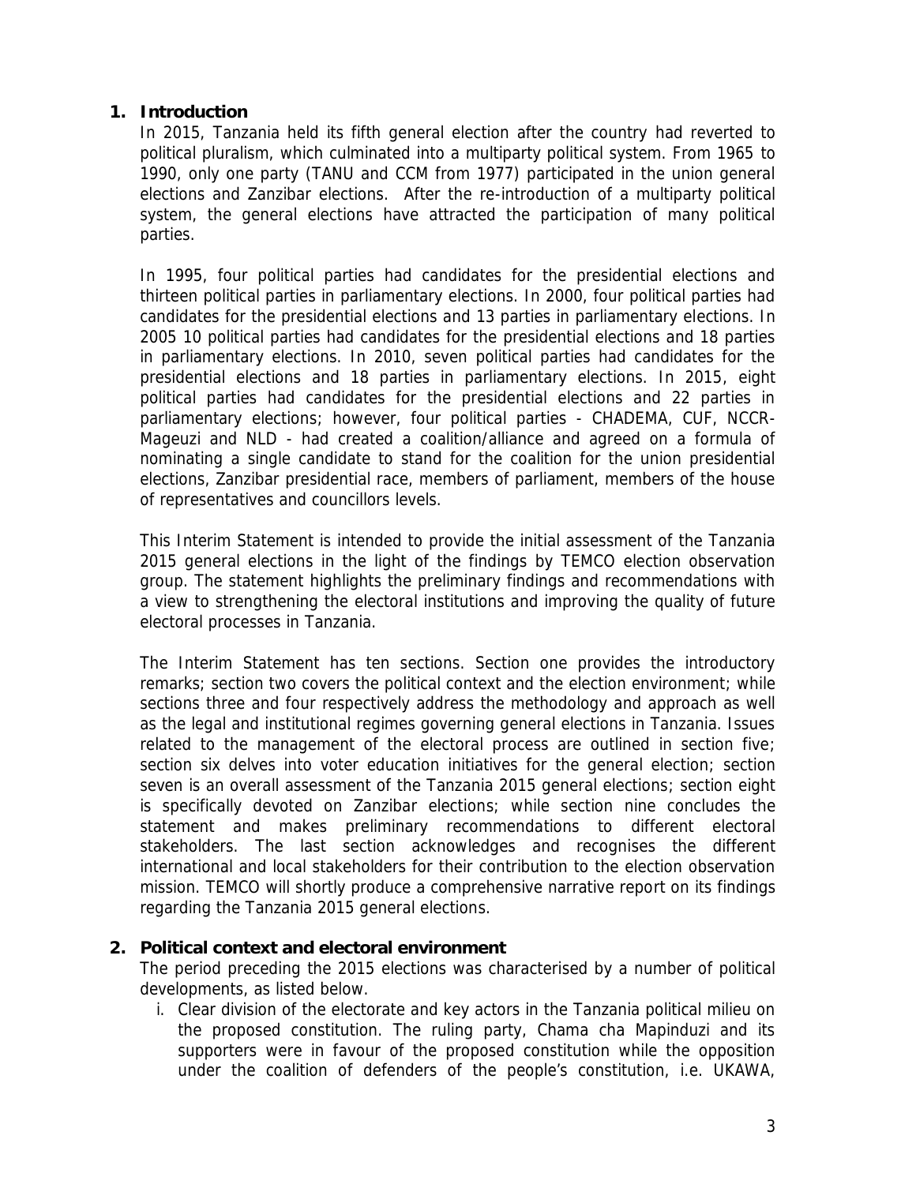## 1. Introduction

In 2015, Tanzania held its fifth general election after the country had reverted to political pluralism, which culminated into a multiparty political system. From 1965 to 1990, only one party (TANU and CCM from 1977) participated in the union general elections and Zanzibar elections. After the re-introduction of a multiparty political system, the general elections have attracted the participation of many political parties.

In 1995, four political parties had candidates for the presidential elections and thirteen political parties in parliamentary elections. In 2000, four political parties had candidates for the presidential elections and 13 parties in parliamentary elections. In 2005 10 political parties had candidates for the presidential elections and 18 parties in parliamentary elections. In 2010, seven political parties had candidates for the presidential elections and 18 parties in parliamentary elections. In 2015, eight political parties had candidates for the presidential elections and 22 parties in parliamentary elections; however, four political parties - CHADEMA, CUF, NCCR-Mageuzi and NLD - had created a coalition/alliance and agreed on a formula of nominating a single candidate to stand for the coalition for the union presidential elections, Zanzibar presidential race, members of parliament, members of the house of representatives and councillors levels.

This Interim Statement is intended to provide the initial assessment of the Tanzania 2015 general elections in the light of the findings by TEMCO election observation group. The statement highlights the preliminary findings and recommendations with a view to strengthening the electoral institutions and improving the quality of future electoral processes in Tanzania.

The Interim Statement has ten sections. Section one provides the introductory remarks; section two covers the political context and the election environment; while sections three and four respectively address the methodology and approach as well as the legal and institutional regimes governing general elections in Tanzania. Issues related to the management of the electoral process are outlined in section five; section six delves into voter education initiatives for the general election; section seven is an overall assessment of the Tanzania 2015 general elections; section eight is specifically devoted on Zanzibar elections; while section nine concludes the statement and makes preliminary recommendations to different electoral stakeholders. The last section acknowledges and recognises the different international and local stakeholders for their contribution to the election observation mission. TEMCO will shortly produce a comprehensive narrative report on its findings regarding the Tanzania 2015 general elections.

## 2. Political context and electoral environment

The period preceding the 2015 elections was characterised by a number of political developments, as listed below.

i. Clear division of the electorate and key actors in the Tanzania political milieu on the proposed constitution. The ruling party, Chama cha Mapinduzi and its supporters were in favour of the proposed constitution while the opposition under the coalition of defenders of the people's constitution, i.e. UKAWA,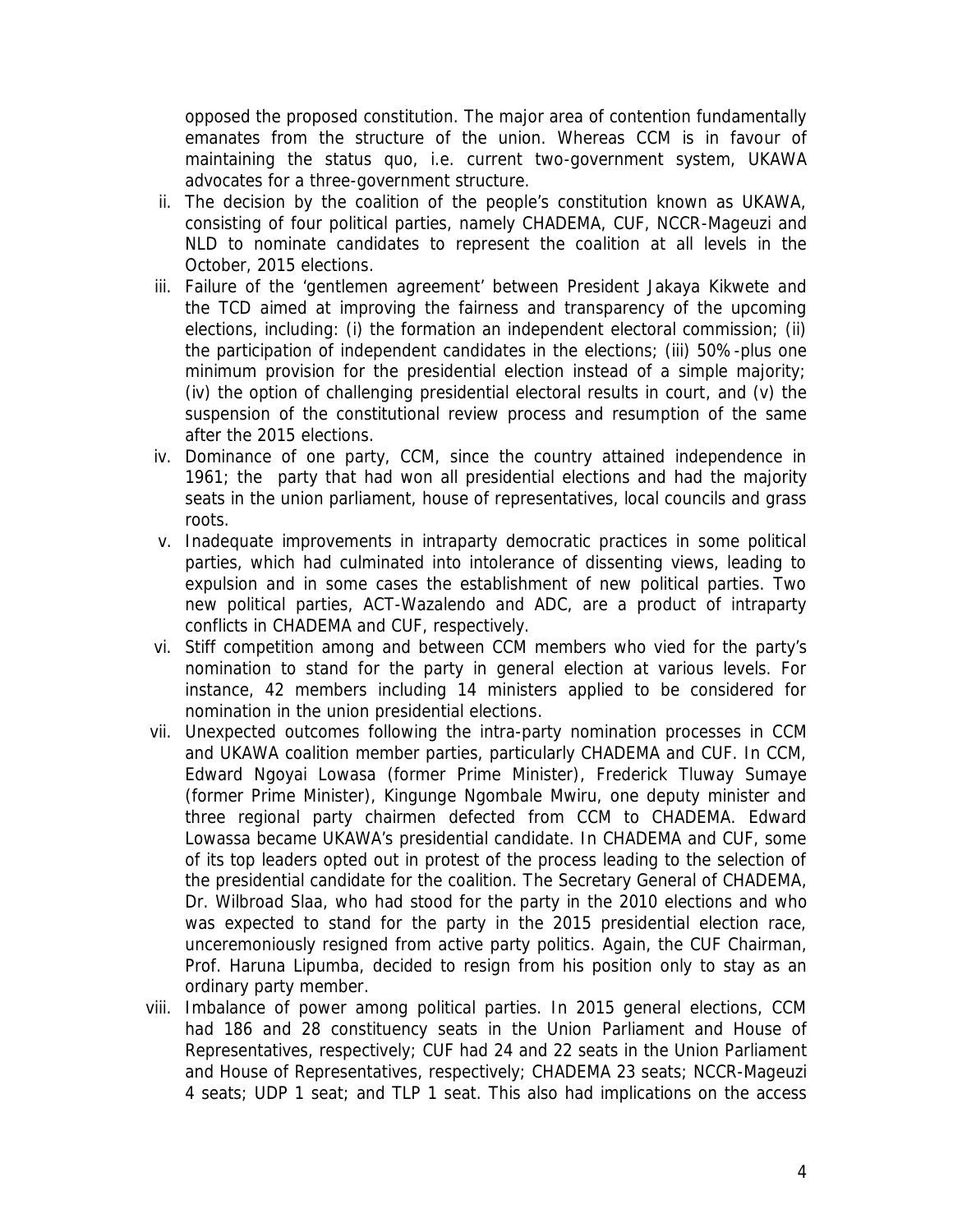opposed the proposed constitution. The major area of contention fundamentally emanates from the structure of the union. Whereas CCM is in favour of maintaining the status quo, i.e. current two-government system, UKAWA advocates for a three-government structure.

ii. The decision by the coalition of the people's constitution known as UKAWA, consisting of four political parties, namely CHADEMA, CUF, NCCR-Mageuzi and NLD to nominate candidates to represent the coalition at all levels in the October, 2015 elections.

iii. Failure of the 'gentlemen agreement' between President Jakaya Kikwete and the TCD aimed at improving the fairness and transparency of the upcoming elections, including: (i) the formation an independent electoral commission; (ii) the participation of independent candidates in the elections; (iii) 50%-plus one minimum provision for the presidential election instead of a simple majority; (iv) the option of challenging presidential electoral results in court, and (v) the suspension of the constitutional review process and resumption of the same after the 2015 elections.

iv. Dominance of one party, CCM, since the country attained independence in 1961; the party that had won all presidential elections and had the majority seats in the union parliament, house of representatives, local councils and grass roots.

v. Inadequate improvements in intraparty democratic practices in some political parties, which had culminated into intolerance of dissenting views, leading to expulsion and in some cases the establishment of new political parties. Two new political parties, ACT-Wazalendo and ADC, are a product of intraparty conflicts in CHADEMA and CUF, respectively.

vi. Stiff competition among and between CCM members who vied for the party's nomination to stand for the party in general election at various levels. For instance, 42 members including 14 ministers applied to be considered for nomination in the union presidential elections.

vii. Unexpected outcomes following the intra-party nomination processes in CCM and UKAWA coalition member parties, particularly CHADEMA and CUF. In CCM, Edward Ngoyai Lowasa (former Prime Minister), Frederick Tluway Sumaye (former Prime Minister), Kingunge Ngombale Mwiru, one deputy minister and three regional party chairmen defected from CCM to CHADEMA. Edward Lowassa became UKAWA's presidential candidate. In CHADEMA and CUF, some of its top leaders opted out in protest of the process leading to the selection of the presidential candidate for the coalition. The Secretary General of CHADEMA, Dr. Wilbroad Slaa, who had stood for the party in the 2010 elections and who was expected to stand for the party in the 2015 presidential election race, unceremoniously resigned from active party politics. Again, the CUF Chairman, Prof. Haruna Lipumba, decided to resign from his position only to stay as an ordinary party member.

viii. Imbalance of power among political parties. In 2015 general elections, CCM had 186 and 28 constituency seats in the Union Parliament and House of Representatives, respectively; CUF had 24 and 22 seats in the Union Parliament and House of Representatives, respectively; CHADEMA 23 seats; NCCR-Mageuzi 4 seats; UDP 1 seat; and TLP 1 seat. This also had implications on the access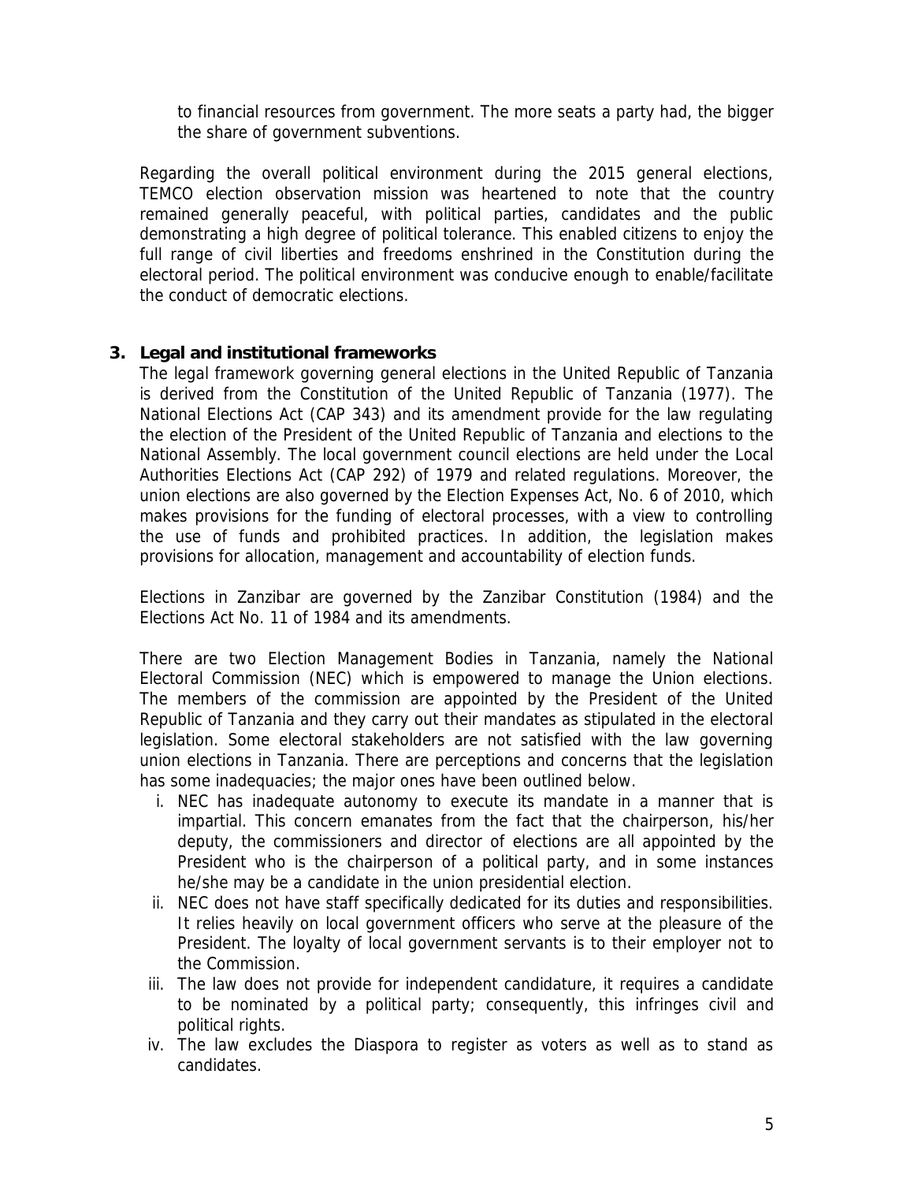to financial resources from government. The more seats a party had, the bigger the share of government subventions.

Regarding the overall political environment during the 2015 general elections, TEMCO election observation mission was heartened to note that the country remained generally peaceful, with political parties, candidates and the public demonstrating a high degree of political tolerance. This enabled citizens to enjoy the full range of civil liberties and freedoms enshrined in the Constitution during the electoral period. The political environment was conducive enough to enable/facilitate the conduct of democratic elections.

## 3. Legal and institutional frameworks

The legal framework governing general elections in the United Republic of Tanzania is derived from the Constitution of the United Republic of Tanzania (1977). The National Elections Act (CAP 343) and its amendment provide for the law regulating the election of the President of the United Republic of Tanzania and elections to the National Assembly. The local government council elections are held under the Local Authorities Elections Act (CAP 292) of 1979 and related regulations. Moreover, the union elections are also governed by the Election Expenses Act, No. 6 of 2010, which makes provisions for the funding of electoral processes, with a view to controlling the use of funds and prohibited practices. In addition, the legislation makes provisions for allocation, management and accountability of election funds.

Elections in Zanzibar are governed by the Zanzibar Constitution (1984) and the Elections Act No. 11 of 1984 and its amendments.

There are two Election Management Bodies in Tanzania, namely the National Electoral Commission (NEC) which is empowered to manage the Union elections. The members of the commission are appointed by the President of the United Republic of Tanzania and they carry out their mandates as stipulated in the electoral legislation. Some electoral stakeholders are not satisfied with the law governing union elections in Tanzania. There are perceptions and concerns that the legislation has some inadequacies; the major ones have been outlined below.

i. NEC has inadequate autonomy to execute its mandate in a manner that is impartial. This concern emanates from the fact that the chairperson, his/her deputy, the commissioners and director of elections are all appointed by the President who is the chairperson of a political party, and in some instances he/she may be a candidate in the union presidential election.
ii. NEC does not have staff specifically dedicated for its duties and responsibilities. It relies heavily on local government officers who serve at the pleasure of the President. The loyalty of local government servants is to their employer not to the Commission.
iii. The law does not provide for independent candidature, it requires a candidate to be nominated by a political party; consequently, this infringes civil and political rights.
iv. The law excludes the Diaspora to register as voters as well as to stand as candidates.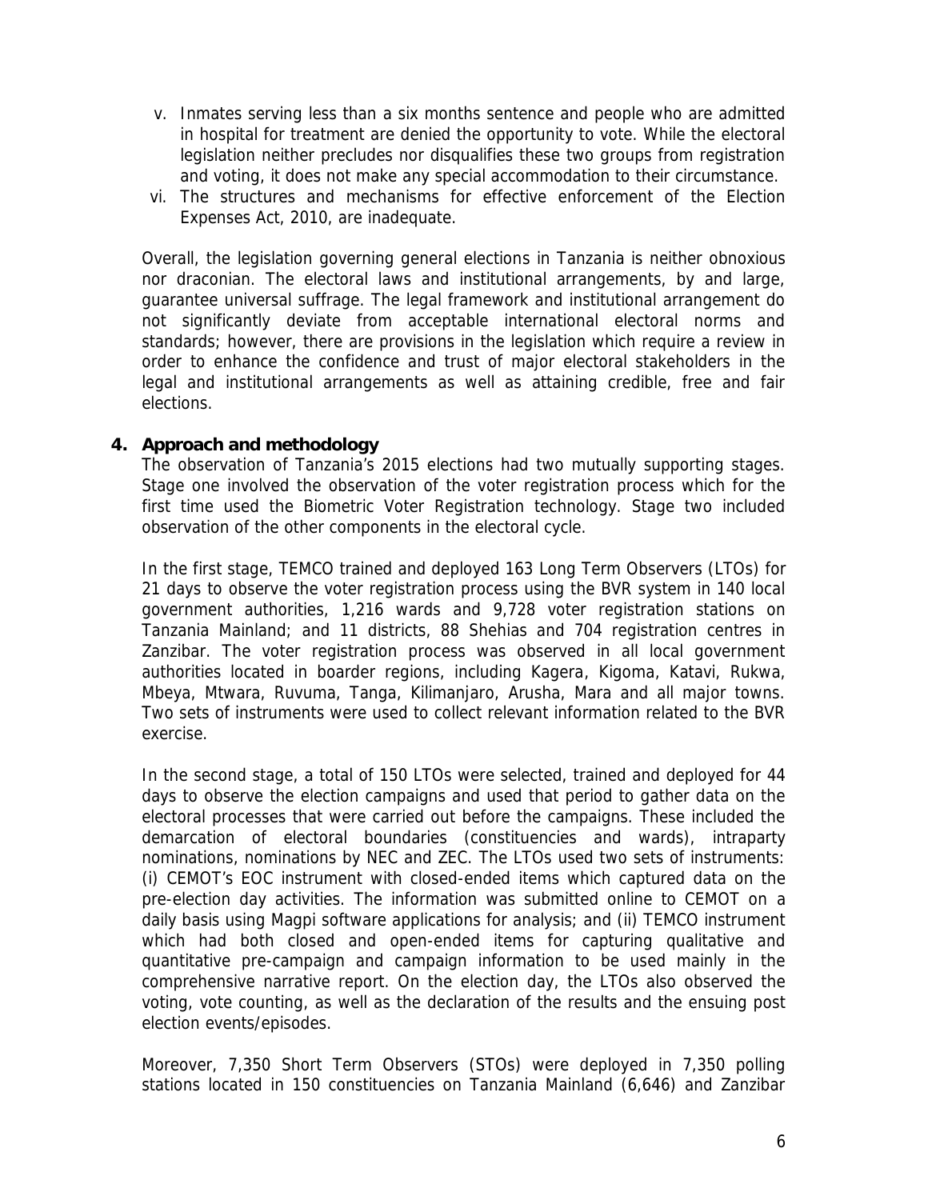v. Inmates serving less than a six months sentence and people who are admitted in hospital for treatment are denied the opportunity to vote. While the electoral legislation neither precludes nor disqualifies these two groups from registration and voting, it does not make any special accommodation to their circumstance.
vi. The structures and mechanisms for effective enforcement of the Election Expenses Act, 2010, are inadequate.

Overall, the legislation governing general elections in Tanzania is neither obnoxious nor draconian. The electoral laws and institutional arrangements, by and large, guarantee universal suffrage. The legal framework and institutional arrangement do not significantly deviate from acceptable international electoral norms and standards; however, there are provisions in the legislation which require a review in order to enhance the confidence and trust of major electoral stakeholders in the legal and institutional arrangements as well as attaining credible, free and fair elections.

## 4. Approach and methodology

The observation of Tanzania's 2015 elections had two mutually supporting stages. Stage one involved the observation of the voter registration process which for the first time used the Biometric Voter Registration technology. Stage two included observation of the other components in the electoral cycle.

In the first stage, TEMCO trained and deployed 163 Long Term Observers (LTOs) for 21 days to observe the voter registration process using the BVR system in 140 local government authorities, 1,216 wards and 9,728 voter registration stations on Tanzania Mainland; and 11 districts, 88 Shehias and 704 registration centres in Zanzibar. The voter registration process was observed in all local government authorities located in boarder regions, including Kagera, Kigoma, Katavi, Rukwa, Mbeya, Mtwara, Ruvuma, Tanga, Kilimanjaro, Arusha, Mara and all major towns. Two sets of instruments were used to collect relevant information related to the BVR exercise.

In the second stage, a total of 150 LTOs were selected, trained and deployed for 44 days to observe the election campaigns and used that period to gather data on the electoral processes that were carried out before the campaigns. These included the demarcation of electoral boundaries (constituencies and wards), intraparty nominations, nominations by NEC and ZEC. The LTOs used two sets of instruments: (i) CEMOT's EOC instrument with closed-ended items which captured data on the pre-election day activities. The information was submitted online to CEMOT on a daily basis using Magpi software applications for analysis; and (ii) TEMCO instrument which had both closed and open-ended items for capturing qualitative and quantitative pre-campaign and campaign information to be used mainly in the comprehensive narrative report. On the election day, the LTOs also observed the voting, vote counting, as well as the declaration of the results and the ensuing post election events/episodes.

Moreover, 7,350 Short Term Observers (STOs) were deployed in 7,350 polling stations located in 150 constituencies on Tanzania Mainland (6,646) and Zanzibar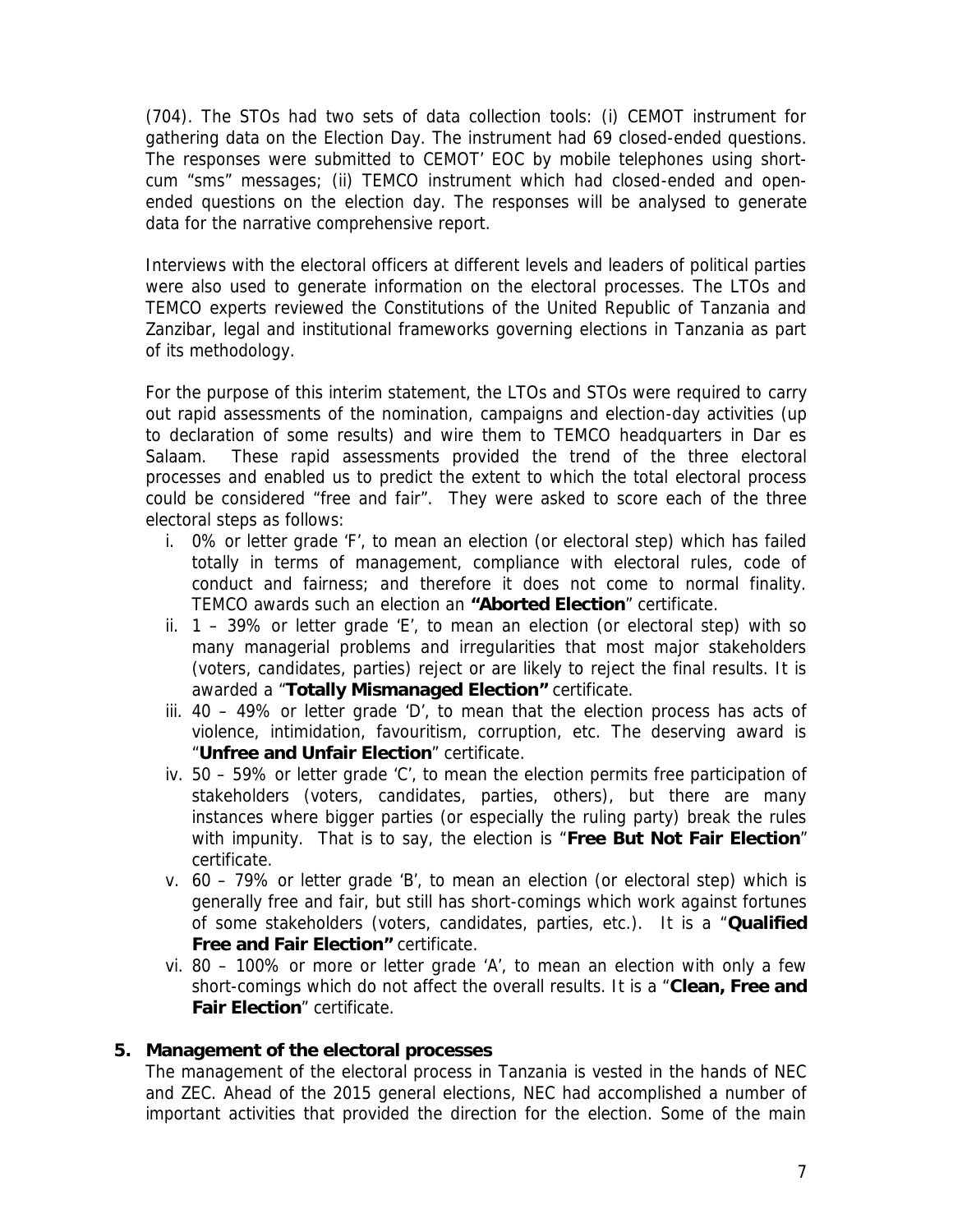(704). The STOs had two sets of data collection tools: (i) CEMOT instrument for gathering data on the Election Day. The instrument had 69 closed-ended questions. The responses were submitted to CEMOT' EOC by mobile telephones using short-cum "sms" messages; (ii) TEMCO instrument which had closed-ended and open-ended questions on the election day. The responses will be analysed to generate data for the narrative comprehensive report.

Interviews with the electoral officers at different levels and leaders of political parties were also used to generate information on the electoral processes. The LTOs and TEMCO experts reviewed the Constitutions of the United Republic of Tanzania and Zanzibar, legal and institutional frameworks governing elections in Tanzania as part of its methodology.

For the purpose of this interim statement, the LTOs and STOs were required to carry out rapid assessments of the nomination, campaigns and election-day activities (up to declaration of some results) and wire them to TEMCO headquarters in Dar es Salaam. These rapid assessments provided the trend of the three electoral processes and enabled us to predict the extent to which the total electoral process could be considered "free and fair". They were asked to score each of the three electoral steps as follows:

i. 0% or letter grade 'F', to mean an election (or electoral step) which has failed totally in terms of management, compliance with electoral rules, code of conduct and fairness; and therefore it does not come to normal finality. TEMCO awards such an election an **"Aborted Election**" certificate.
ii. 1 – 39% or letter grade 'E', to mean an election (or electoral step) with so many managerial problems and irregularities that most major stakeholders (voters, candidates, parties) reject or are likely to reject the final results. It is awarded a "**Totally Mismanaged Election"** certificate.
iii. 40 – 49% or letter grade 'D', to mean that the election process has acts of violence, intimidation, favouritism, corruption, etc. The deserving award is "**Unfree and Unfair Election**" certificate.
iv. 50 – 59% or letter grade 'C', to mean the election permits free participation of stakeholders (voters, candidates, parties, others), but there are many instances where bigger parties (or especially the ruling party) break the rules with impunity. That is to say, the election is "**Free But Not Fair Election**" certificate.
v. 60 – 79% or letter grade 'B', to mean an election (or electoral step) which is generally free and fair, but still has short-comings which work against fortunes of some stakeholders (voters, candidates, parties, etc.). It is a "**Qualified Free and Fair Election"** certificate.
vi. 80 – 100% or more or letter grade 'A', to mean an election with only a few short-comings which do not affect the overall results. It is a "**Clean, Free and Fair Election**" certificate.

## 5. Management of the electoral processes

The management of the electoral process in Tanzania is vested in the hands of NEC and ZEC. Ahead of the 2015 general elections, NEC had accomplished a number of important activities that provided the direction for the election. Some of the main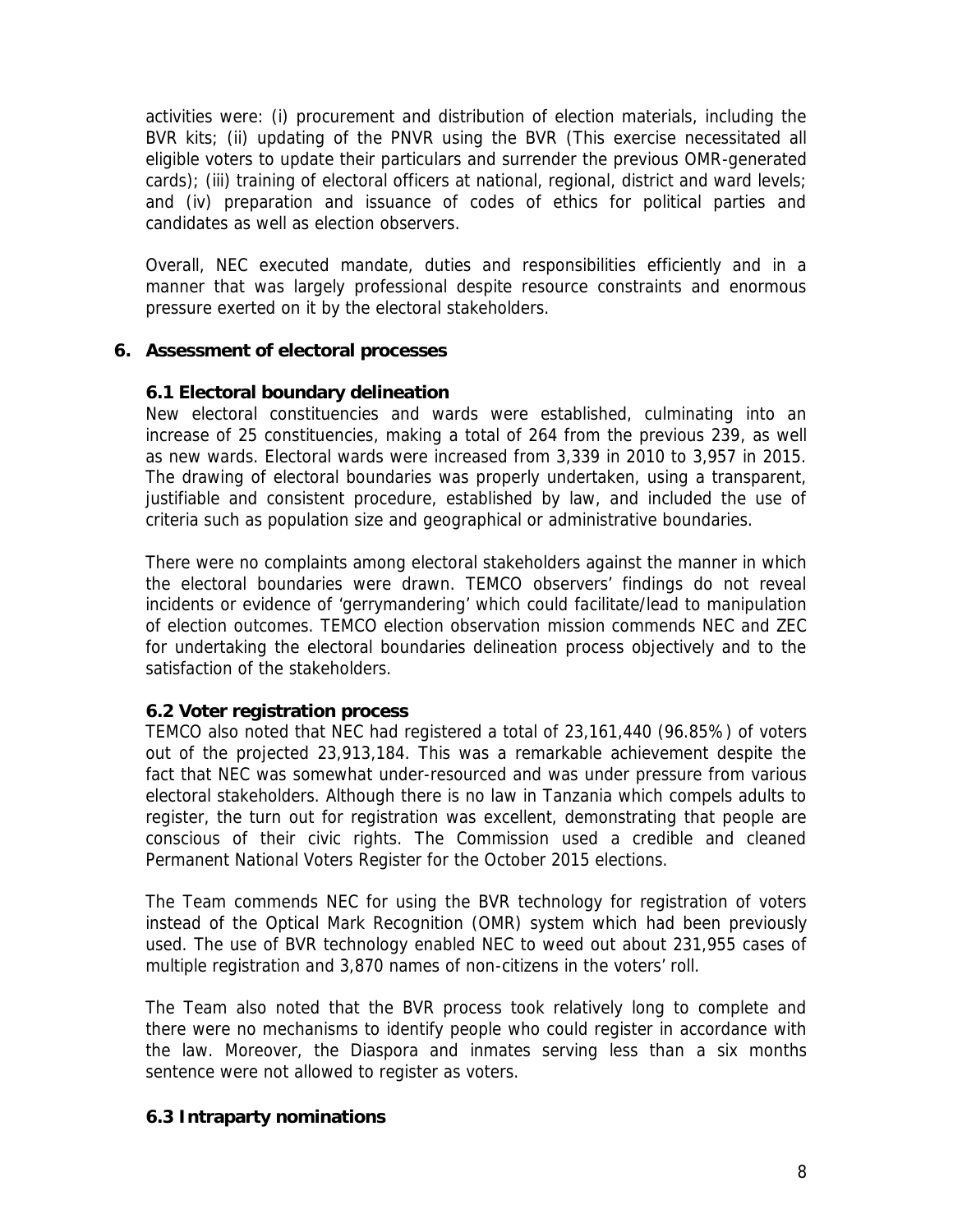activities were: (i) procurement and distribution of election materials, including the BVR kits; (ii) updating of the PNVR using the BVR (This exercise necessitated all eligible voters to update their particulars and surrender the previous OMR-generated cards); (iii) training of electoral officers at national, regional, district and ward levels; and (iv) preparation and issuance of codes of ethics for political parties and candidates as well as election observers.

Overall, NEC executed mandate, duties and responsibilities efficiently and in a manner that was largely professional despite resource constraints and enormous pressure exerted on it by the electoral stakeholders.

## 6. Assessment of electoral processes

### 6.1 Electoral boundary delineation

New electoral constituencies and wards were established, culminating into an increase of 25 constituencies, making a total of 264 from the previous 239, as well as new wards. Electoral wards were increased from 3,339 in 2010 to 3,957 in 2015. The drawing of electoral boundaries was properly undertaken, using a transparent, justifiable and consistent procedure, established by law, and included the use of criteria such as population size and geographical or administrative boundaries.

There were no complaints among electoral stakeholders against the manner in which the electoral boundaries were drawn. TEMCO observers' findings do not reveal incidents or evidence of 'gerrymandering' which could facilitate/lead to manipulation of election outcomes. TEMCO election observation mission commends NEC and ZEC for undertaking the electoral boundaries delineation process objectively and to the satisfaction of the stakeholders.

### 6.2 Voter registration process

TEMCO also noted that NEC had registered a total of 23,161,440 (96.85%) of voters out of the projected 23,913,184. This was a remarkable achievement despite the fact that NEC was somewhat under-resourced and was under pressure from various electoral stakeholders. Although there is no law in Tanzania which compels adults to register, the turn out for registration was excellent, demonstrating that people are conscious of their civic rights. The Commission used a credible and cleaned Permanent National Voters Register for the October 2015 elections.

The Team commends NEC for using the BVR technology for registration of voters instead of the Optical Mark Recognition (OMR) system which had been previously used. The use of BVR technology enabled NEC to weed out about 231,955 cases of multiple registration and 3,870 names of non-citizens in the voters' roll.

The Team also noted that the BVR process took relatively long to complete and there were no mechanisms to identify people who could register in accordance with the law. Moreover, the Diaspora and inmates serving less than a six months sentence were not allowed to register as voters.

### 6.3 Intraparty nominations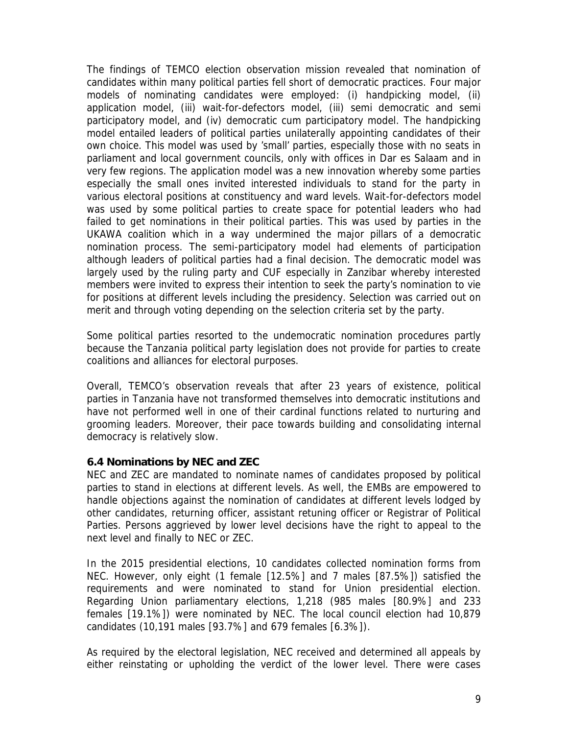The findings of TEMCO election observation mission revealed that nomination of candidates within many political parties fell short of democratic practices. Four major models of nominating candidates were employed: (i) handpicking model, (ii) application model, (iii) wait-for-defectors model, (iii) semi democratic and semi participatory model, and (iv) democratic cum participatory model. The handpicking model entailed leaders of political parties unilaterally appointing candidates of their own choice. This model was used by 'small' parties, especially those with no seats in parliament and local government councils, only with offices in Dar es Salaam and in very few regions. The application model was a new innovation whereby some parties especially the small ones invited interested individuals to stand for the party in various electoral positions at constituency and ward levels. Wait-for-defectors model was used by some political parties to create space for potential leaders who had failed to get nominations in their political parties. This was used by parties in the UKAWA coalition which in a way undermined the major pillars of a democratic nomination process. The semi-participatory model had elements of participation although leaders of political parties had a final decision. The democratic model was largely used by the ruling party and CUF especially in Zanzibar whereby interested members were invited to express their intention to seek the party's nomination to vie for positions at different levels including the presidency. Selection was carried out on merit and through voting depending on the selection criteria set by the party.

Some political parties resorted to the undemocratic nomination procedures partly because the Tanzania political party legislation does not provide for parties to create coalitions and alliances for electoral purposes.

Overall, TEMCO's observation reveals that after 23 years of existence, political parties in Tanzania have not transformed themselves into democratic institutions and have not performed well in one of their cardinal functions related to nurturing and grooming leaders. Moreover, their pace towards building and consolidating internal democracy is relatively slow.

### 6.4 Nominations by NEC and ZEC

NEC and ZEC are mandated to nominate names of candidates proposed by political parties to stand in elections at different levels. As well, the EMBs are empowered to handle objections against the nomination of candidates at different levels lodged by other candidates, returning officer, assistant retuning officer or Registrar of Political Parties. Persons aggrieved by lower level decisions have the right to appeal to the next level and finally to NEC or ZEC.

In the 2015 presidential elections, 10 candidates collected nomination forms from NEC. However, only eight (1 female [12.5%] and 7 males [87.5%]) satisfied the requirements and were nominated to stand for Union presidential election. Regarding Union parliamentary elections, 1,218 (985 males [80.9%] and 233 females [19.1%]) were nominated by NEC. The local council election had 10,879 candidates (10,191 males [93.7%] and 679 females [6.3%]).

As required by the electoral legislation, NEC received and determined all appeals by either reinstating or upholding the verdict of the lower level. There were cases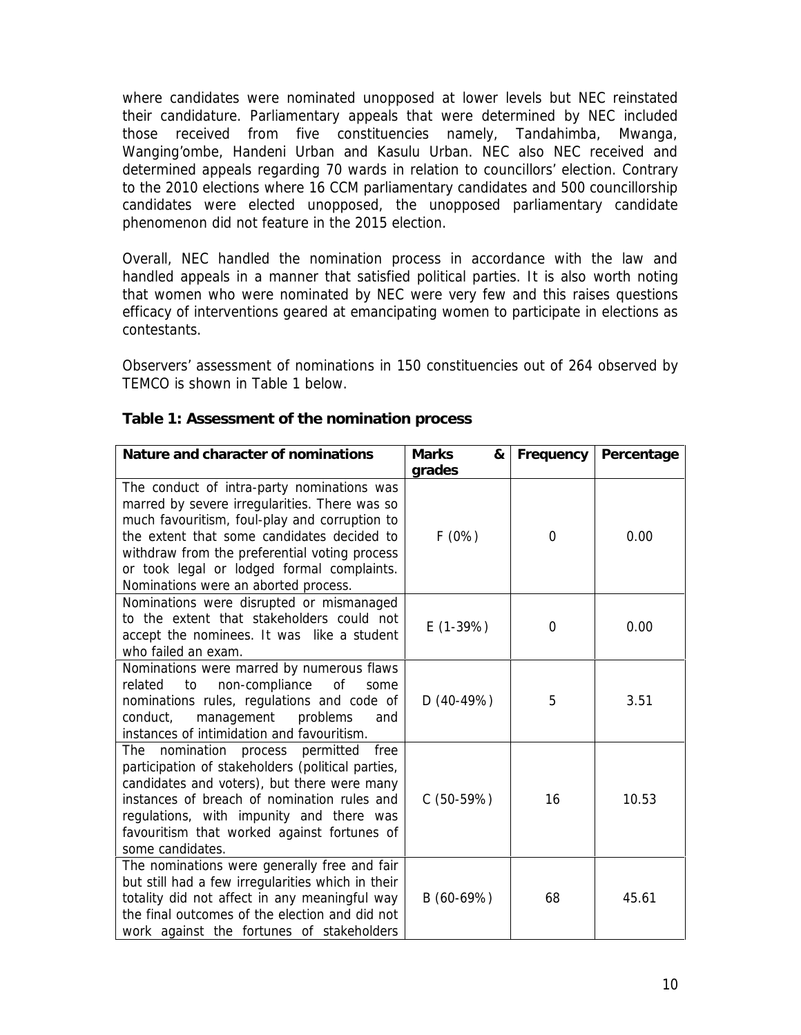where candidates were nominated unopposed at lower levels but NEC reinstated their candidature. Parliamentary appeals that were determined by NEC included those received from five constituencies namely, Tandahimba, Mwanga, Wanging'ombe, Handeni Urban and Kasulu Urban. NEC also NEC received and determined appeals regarding 70 wards in relation to councillors' election. Contrary to the 2010 elections where 16 CCM parliamentary candidates and 500 councillorship candidates were elected unopposed, the unopposed parliamentary candidate phenomenon did not feature in the 2015 election.

Overall, NEC handled the nomination process in accordance with the law and handled appeals in a manner that satisfied political parties. It is also worth noting that women who were nominated by NEC were very few and this raises questions efficacy of interventions geared at emancipating women to participate in elections as contestants.

Observers' assessment of nominations in 150 constituencies out of 264 observed by TEMCO is shown in Table 1 below.

**Table 1: Assessment of the nomination process**

| Nature and character of nominations | Marks & grades | Frequency | Percentage |
|---|---|---|---|
| The conduct of intra-party nominations was marred by severe irregularities. There was so much favouritism, foul-play and corruption to the extent that some candidates decided to withdraw from the preferential voting process or took legal or lodged formal complaints. Nominations were an aborted process. | F (0%) | 0 | 0.00 |
| Nominations were disrupted or mismanaged to the extent that stakeholders could not accept the nominees. It was like a student who failed an exam. | E (1-39%) | 0 | 0.00 |
| Nominations were marred by numerous flaws related to non-compliance of some nominations rules, regulations and code of conduct, management problems and instances of intimidation and favouritism. | D (40-49%) | 5 | 3.51 |
| The nomination process permitted free participation of stakeholders (political parties, candidates and voters), but there were many instances of breach of nomination rules and regulations, with impunity and there was favouritism that worked against fortunes of some candidates. | C (50-59%) | 16 | 10.53 |
| The nominations were generally free and fair but still had a few irregularities which in their totality did not affect in any meaningful way the final outcomes of the election and did not work against the fortunes of stakeholders | B (60-69%) | 68 | 45.61 |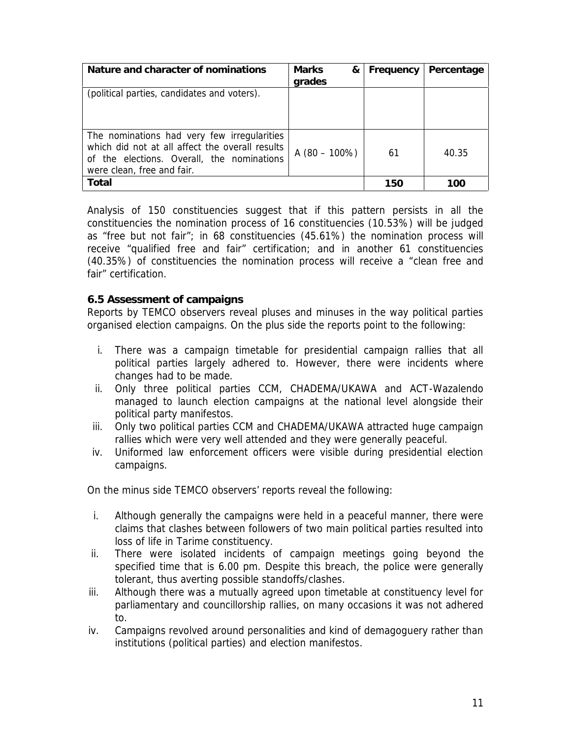| Nature and character of nominations | Marks & grades | Frequency | Percentage |
|---|---|---|---|
| (political parties, candidates and voters). | | | |
| The nominations had very few irregularities which did not at all affect the overall results of the elections. Overall, the nominations were clean, free and fair. | A (80 – 100%) | 61 | 40.35 |
| **Total** | | **150** | **100** |

Analysis of 150 constituencies suggest that if this pattern persists in all the constituencies the nomination process of 16 constituencies (10.53%) will be judged as "free but not fair"; in 68 constituencies (45.61%) the nomination process will receive "qualified free and fair" certification; and in another 61 constituencies (40.35%) of constituencies the nomination process will receive a "clean free and fair" certification.

### 6.5 Assessment of campaigns

Reports by TEMCO observers reveal pluses and minuses in the way political parties organised election campaigns. On the plus side the reports point to the following:

i. There was a campaign timetable for presidential campaign rallies that all political parties largely adhered to. However, there were incidents where changes had to be made.
ii. Only three political parties CCM, CHADEMA/UKAWA and ACT-Wazalendo managed to launch election campaigns at the national level alongside their political party manifestos.
iii. Only two political parties CCM and CHADEMA/UKAWA attracted huge campaign rallies which were very well attended and they were generally peaceful.
iv. Uniformed law enforcement officers were visible during presidential election campaigns.

On the minus side TEMCO observers' reports reveal the following:

i. Although generally the campaigns were held in a peaceful manner, there were claims that clashes between followers of two main political parties resulted into loss of life in Tarime constituency.
ii. There were isolated incidents of campaign meetings going beyond the specified time that is 6.00 pm. Despite this breach, the police were generally tolerant, thus averting possible standoffs/clashes.
iii. Although there was a mutually agreed upon timetable at constituency level for parliamentary and councillorship rallies, on many occasions it was not adhered to.
iv. Campaigns revolved around personalities and kind of demagoguery rather than institutions (political parties) and election manifestos.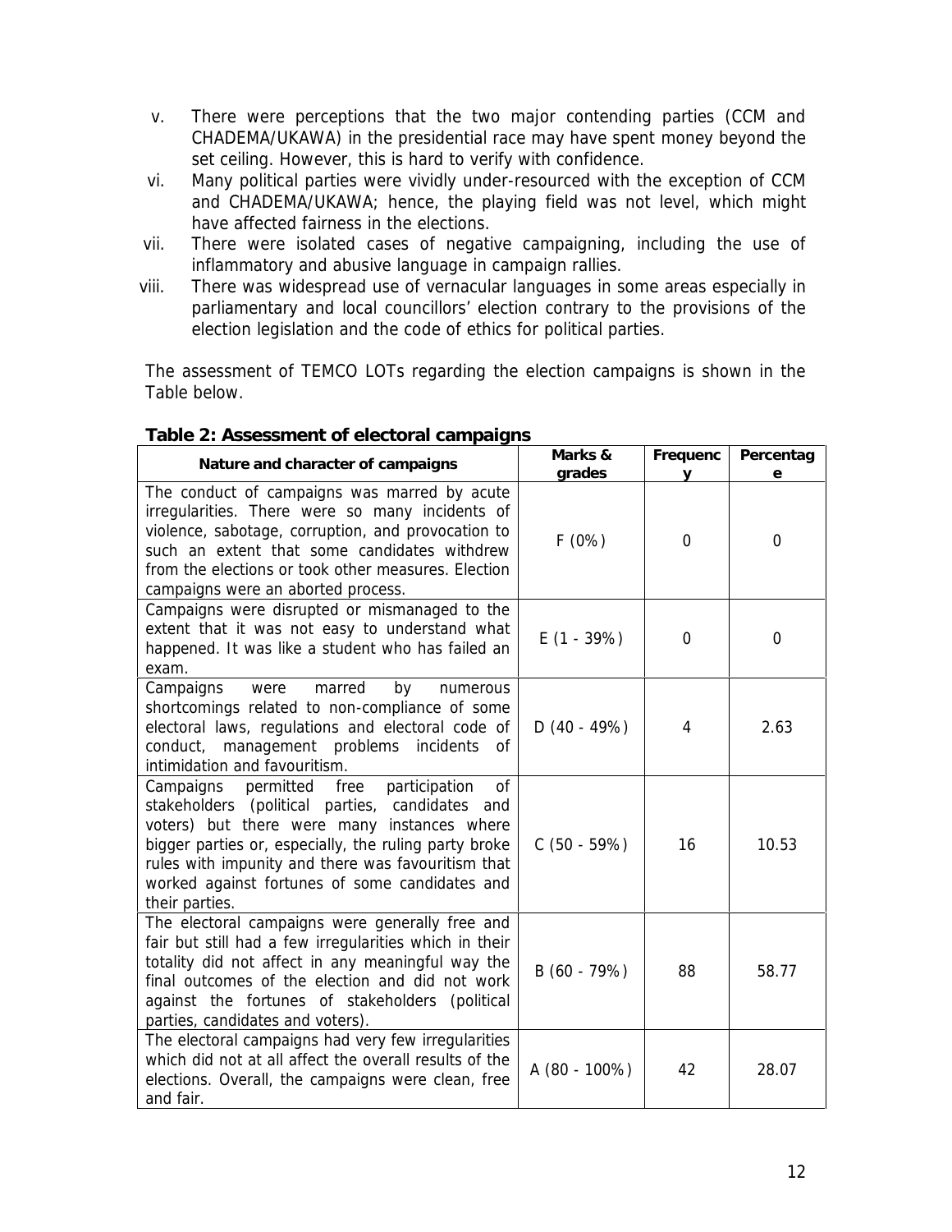v. There were perceptions that the two major contending parties (CCM and CHADEMA/UKAWA) in the presidential race may have spent money beyond the set ceiling. However, this is hard to verify with confidence.
vi. Many political parties were vividly under-resourced with the exception of CCM and CHADEMA/UKAWA; hence, the playing field was not level, which might have affected fairness in the elections.
vii. There were isolated cases of negative campaigning, including the use of inflammatory and abusive language in campaign rallies.
viii. There was widespread use of vernacular languages in some areas especially in parliamentary and local councillors' election contrary to the provisions of the election legislation and the code of ethics for political parties.

The assessment of TEMCO LOTs regarding the election campaigns is shown in the Table below.

**Table 2: Assessment of electoral campaigns**

| Nature and character of campaigns | Marks & grades | Frequency | Percentage |
|---|---|---|---|
| The conduct of campaigns was marred by acute irregularities. There were so many incidents of violence, sabotage, corruption, and provocation to such an extent that some candidates withdrew from the elections or took other measures. Election campaigns were an aborted process. | F (0%) | 0 | 0 |
| Campaigns were disrupted or mismanaged to the extent that it was not easy to understand what happened. It was like a student who has failed an exam. | E (1 - 39%) | 0 | 0 |
| Campaigns were marred by numerous shortcomings related to non-compliance of some electoral laws, regulations and electoral code of conduct, management problems incidents of intimidation and favouritism. | D (40 - 49%) | 4 | 2.63 |
| Campaigns permitted free participation of stakeholders (political parties, candidates and voters) but there were many instances where bigger parties or, especially, the ruling party broke rules with impunity and there was favouritism that worked against fortunes of some candidates and their parties. | C (50 - 59%) | 16 | 10.53 |
| The electoral campaigns were generally free and fair but still had a few irregularities which in their totality did not affect in any meaningful way the final outcomes of the election and did not work against the fortunes of stakeholders (political parties, candidates and voters). | B (60 - 79%) | 88 | 58.77 |
| The electoral campaigns had very few irregularities which did not at all affect the overall results of the elections. Overall, the campaigns were clean, free and fair. | A (80 - 100%) | 42 | 28.07 |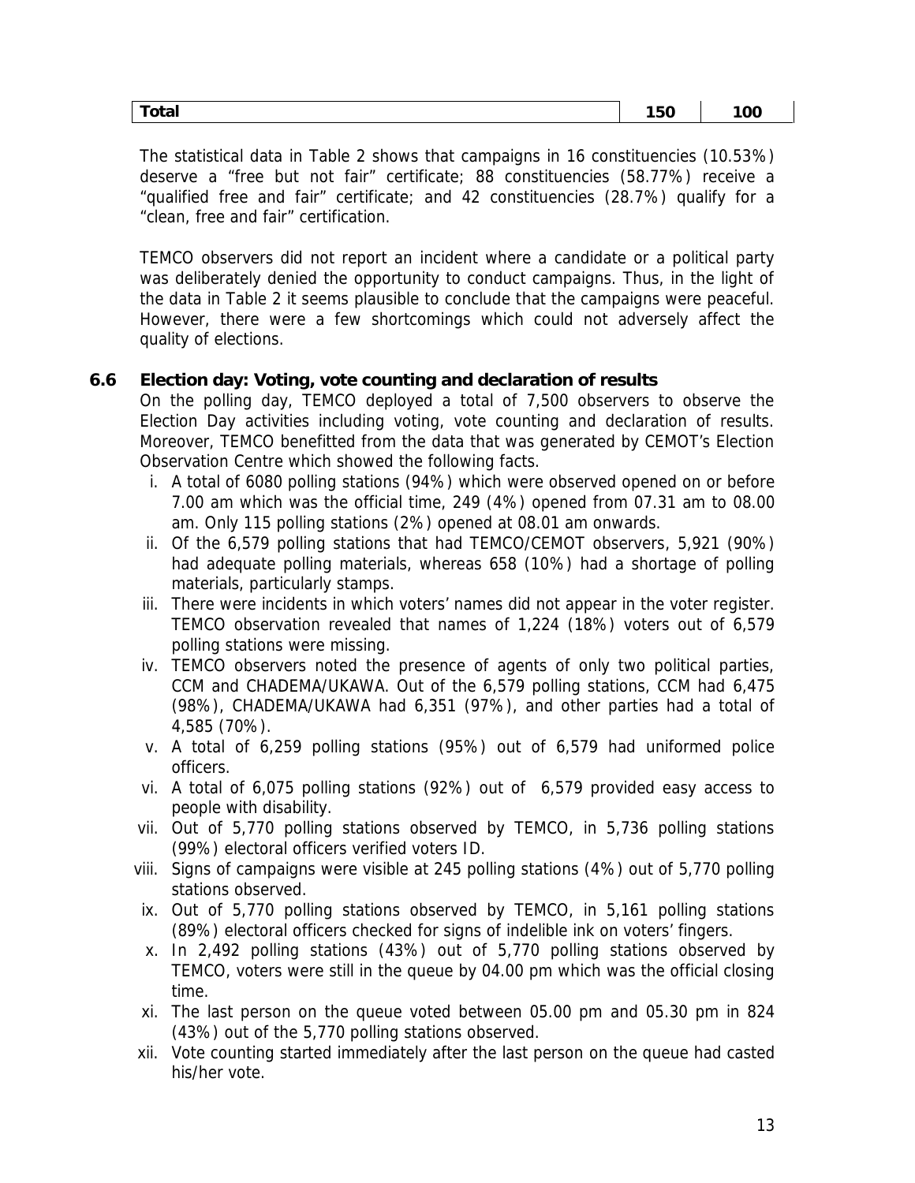| Total | 150 | 100 |
|---|---|---|

The statistical data in Table 2 shows that campaigns in 16 constituencies (10.53%) deserve a "free but not fair" certificate; 88 constituencies (58.77%) receive a "qualified free and fair" certificate; and 42 constituencies (28.7%) qualify for a "clean, free and fair" certification.

TEMCO observers did not report an incident where a candidate or a political party was deliberately denied the opportunity to conduct campaigns. Thus, in the light of the data in Table 2 it seems plausible to conclude that the campaigns were peaceful. However, there were a few shortcomings which could not adversely affect the quality of elections.

## 6.6 Election day: Voting, vote counting and declaration of results

On the polling day, TEMCO deployed a total of 7,500 observers to observe the Election Day activities including voting, vote counting and declaration of results. Moreover, TEMCO benefitted from the data that was generated by CEMOT's Election Observation Centre which showed the following facts.

i. A total of 6080 polling stations (94%) which were observed opened on or before 7.00 am which was the official time, 249 (4%) opened from 07.31 am to 08.00 am. Only 115 polling stations (2%) opened at 08.01 am onwards.
ii. Of the 6,579 polling stations that had TEMCO/CEMOT observers, 5,921 (90%) had adequate polling materials, whereas 658 (10%) had a shortage of polling materials, particularly stamps.
iii. There were incidents in which voters' names did not appear in the voter register. TEMCO observation revealed that names of 1,224 (18%) voters out of 6,579 polling stations were missing.
iv. TEMCO observers noted the presence of agents of only two political parties, CCM and CHADEMA/UKAWA. Out of the 6,579 polling stations, CCM had 6,475 (98%), CHADEMA/UKAWA had 6,351 (97%), and other parties had a total of 4,585 (70%).
v. A total of 6,259 polling stations (95%) out of 6,579 had uniformed police officers.
vi. A total of 6,075 polling stations (92%) out of 6,579 provided easy access to people with disability.
vii. Out of 5,770 polling stations observed by TEMCO, in 5,736 polling stations (99%) electoral officers verified voters ID.
viii. Signs of campaigns were visible at 245 polling stations (4%) out of 5,770 polling stations observed.
ix. Out of 5,770 polling stations observed by TEMCO, in 5,161 polling stations (89%) electoral officers checked for signs of indelible ink on voters' fingers.
x. In 2,492 polling stations (43%) out of 5,770 polling stations observed by TEMCO, voters were still in the queue by 04.00 pm which was the official closing time.
xi. The last person on the queue voted between 05.00 pm and 05.30 pm in 824 (43%) out of the 5,770 polling stations observed.
xii. Vote counting started immediately after the last person on the queue had casted his/her vote.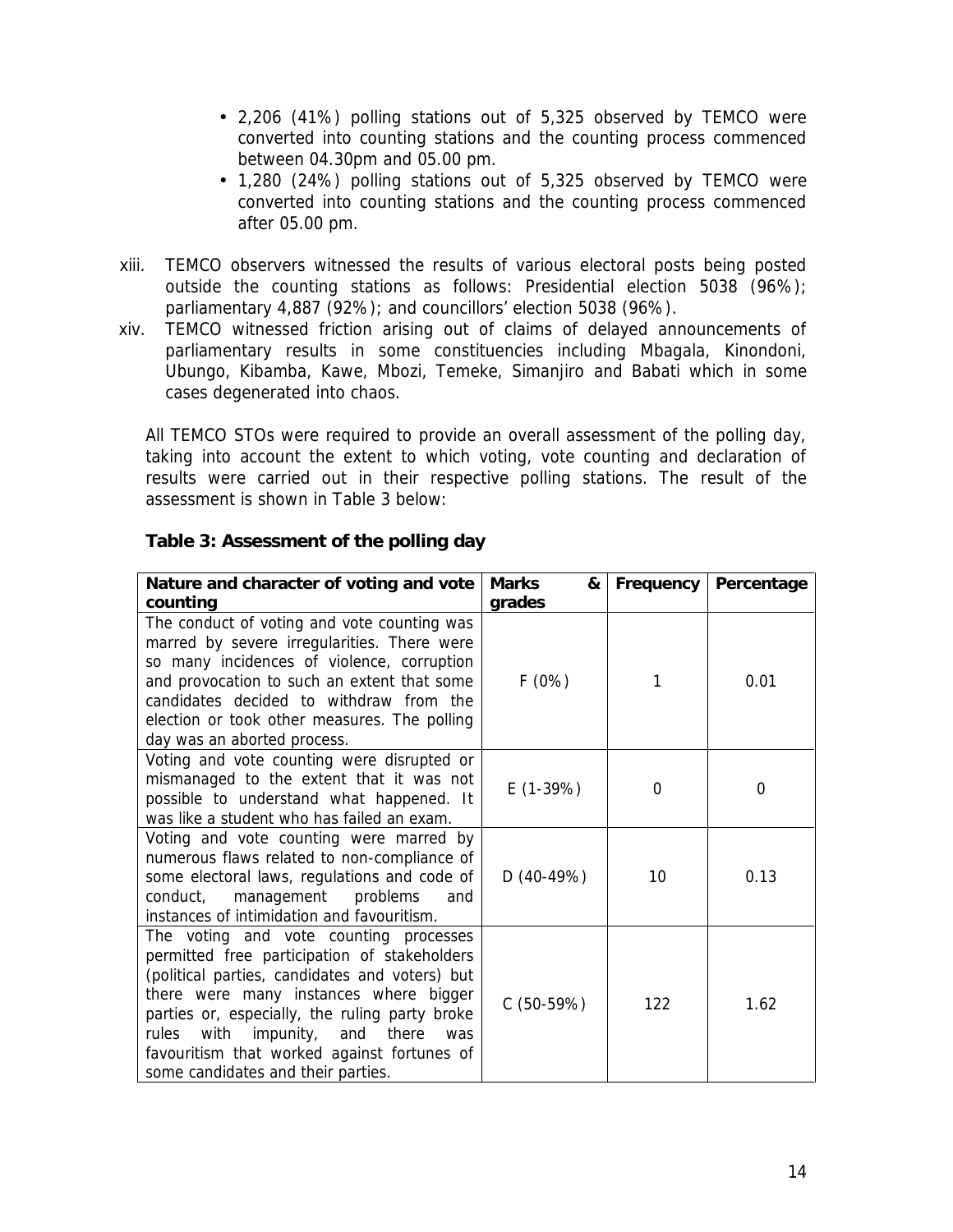- 2,206 (41%) polling stations out of 5,325 observed by TEMCO were converted into counting stations and the counting process commenced between 04.30pm and 05.00 pm.
- 1,280 (24%) polling stations out of 5,325 observed by TEMCO were converted into counting stations and the counting process commenced after 05.00 pm.

xiii. TEMCO observers witnessed the results of various electoral posts being posted outside the counting stations as follows: Presidential election 5038 (96%); parliamentary 4,887 (92%); and councillors' election 5038 (96%).

xiv. TEMCO witnessed friction arising out of claims of delayed announcements of parliamentary results in some constituencies including Mbagala, Kinondoni, Ubungo, Kibamba, Kawe, Mbozi, Temeke, Simanjiro and Babati which in some cases degenerated into chaos.

All TEMCO STOs were required to provide an overall assessment of the polling day, taking into account the extent to which voting, vote counting and declaration of results were carried out in their respective polling stations. The result of the assessment is shown in Table 3 below:

**Table 3: Assessment of the polling day**

| Nature and character of voting and vote counting | Marks & grades | Frequency | Percentage |
|---|---|---|---|
| The conduct of voting and vote counting was marred by severe irregularities. There were so many incidences of violence, corruption and provocation to such an extent that some candidates decided to withdraw from the election or took other measures. The polling day was an aborted process. | F (0%) | 1 | 0.01 |
| Voting and vote counting were disrupted or mismanaged to the extent that it was not possible to understand what happened. It was like a student who has failed an exam. | E (1-39%) | 0 | 0 |
| Voting and vote counting were marred by numerous flaws related to non-compliance of some electoral laws, regulations and code of conduct, management problems and instances of intimidation and favouritism. | D (40-49%) | 10 | 0.13 |
| The voting and vote counting processes permitted free participation of stakeholders (political parties, candidates and voters) but there were many instances where bigger parties or, especially, the ruling party broke rules with impunity, and there was favouritism that worked against fortunes of some candidates and their parties. | C (50-59%) | 122 | 1.62 |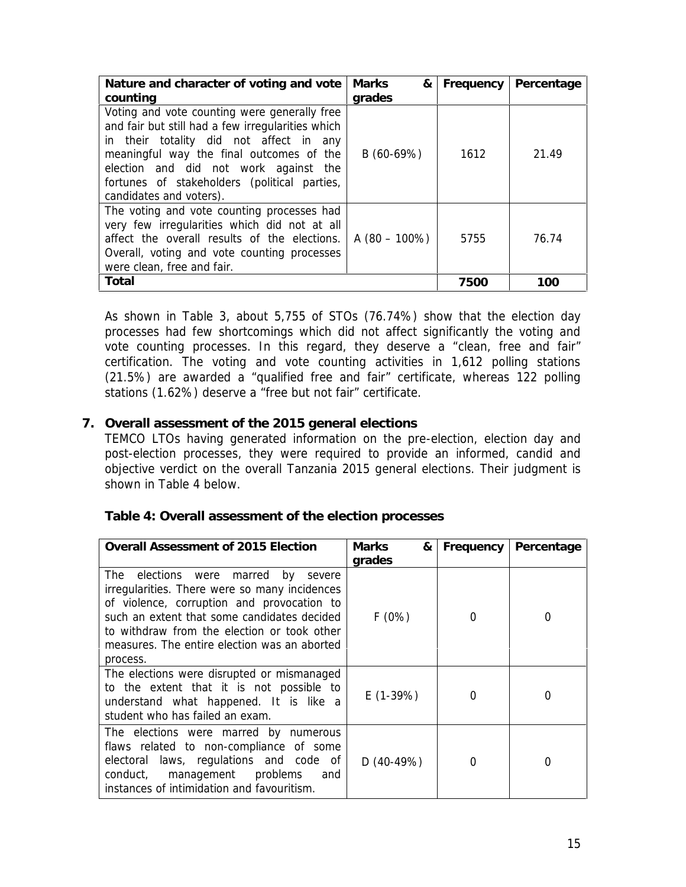| Nature and character of voting and vote counting | Marks & grades | Frequency | Percentage |
|---|---|---|---|
| Voting and vote counting were generally free and fair but still had a few irregularities which in their totality did not affect in any meaningful way the final outcomes of the election and did not work against the fortunes of stakeholders (political parties, candidates and voters). | B (60-69%) | 1612 | 21.49 |
| The voting and vote counting processes had very few irregularities which did not at all affect the overall results of the elections. Overall, voting and vote counting processes were clean, free and fair. | A (80 – 100%) | 5755 | 76.74 |
| **Total** | | **7500** | **100** |

As shown in Table 3, about 5,755 of STOs (76.74%) show that the election day processes had few shortcomings which did not affect significantly the voting and vote counting processes. In this regard, they deserve a "clean, free and fair" certification. The voting and vote counting activities in 1,612 polling stations (21.5%) are awarded a "qualified free and fair" certificate, whereas 122 polling stations (1.62%) deserve a "free but not fair" certificate.

## 7. Overall assessment of the 2015 general elections

TEMCO LTOs having generated information on the pre-election, election day and post-election processes, they were required to provide an informed, candid and objective verdict on the overall Tanzania 2015 general elections. Their judgment is shown in Table 4 below.

### Table 4: Overall assessment of the election processes

| Overall Assessment of 2015 Election | Marks & grades | Frequency | Percentage |
|---|---|---|---|
| The elections were marred by severe irregularities. There were so many incidences of violence, corruption and provocation to such an extent that some candidates decided to withdraw from the election or took other measures. The entire election was an aborted process. | F (0%) | 0 | 0 |
| The elections were disrupted or mismanaged to the extent that it is not possible to understand what happened. It is like a student who has failed an exam. | E (1-39%) | 0 | 0 |
| The elections were marred by numerous flaws related to non-compliance of some electoral laws, regulations and code of conduct, management problems and instances of intimidation and favouritism. | D (40-49%) | 0 | 0 |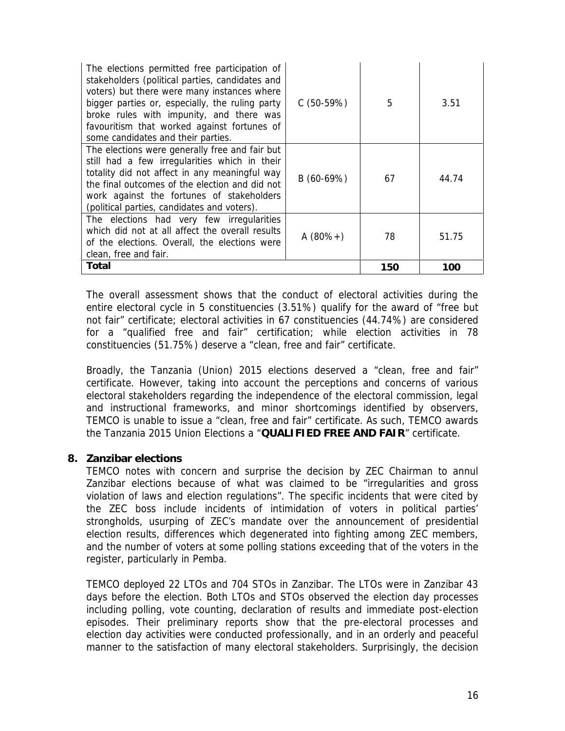| | | | |
|---|---|---|---|
| The elections permitted free participation of stakeholders (political parties, candidates and voters) but there were many instances where bigger parties or, especially, the ruling party broke rules with impunity, and there was favouritism that worked against fortunes of some candidates and their parties. | C (50-59%) | 5 | 3.51 |
| The elections were generally free and fair but still had a few irregularities which in their totality did not affect in any meaningful way the final outcomes of the election and did not work against the fortunes of stakeholders (political parties, candidates and voters). | B (60-69%) | 67 | 44.74 |
| The elections had very few irregularities which did not at all affect the overall results of the elections. Overall, the elections were clean, free and fair. | A (80%+) | 78 | 51.75 |
| **Total** | | **150** | **100** |

The overall assessment shows that the conduct of electoral activities during the entire electoral cycle in 5 constituencies (3.51%) qualify for the award of "free but not fair" certificate; electoral activities in 67 constituencies (44.74%) are considered for a "qualified free and fair" certification; while election activities in 78 constituencies (51.75%) deserve a "clean, free and fair" certificate.

Broadly, the Tanzania (Union) 2015 elections deserved a "clean, free and fair" certificate. However, taking into account the perceptions and concerns of various electoral stakeholders regarding the independence of the electoral commission, legal and instructional frameworks, and minor shortcomings identified by observers, TEMCO is unable to issue a "clean, free and fair" certificate. As such, TEMCO awards the Tanzania 2015 Union Elections a "**QUALIFIED FREE AND FAIR**" certificate.

## 8. Zanzibar elections

TEMCO notes with concern and surprise the decision by ZEC Chairman to annul Zanzibar elections because of what was claimed to be "irregularities and gross violation of laws and election regulations". The specific incidents that were cited by the ZEC boss include incidents of intimidation of voters in political parties' strongholds, usurping of ZEC's mandate over the announcement of presidential election results, differences which degenerated into fighting among ZEC members, and the number of voters at some polling stations exceeding that of the voters in the register, particularly in Pemba.

TEMCO deployed 22 LTOs and 704 STOs in Zanzibar. The LTOs were in Zanzibar 43 days before the election. Both LTOs and STOs observed the election day processes including polling, vote counting, declaration of results and immediate post-election episodes. Their preliminary reports show that the pre-electoral processes and election day activities were conducted professionally, and in an orderly and peaceful manner to the satisfaction of many electoral stakeholders. Surprisingly, the decision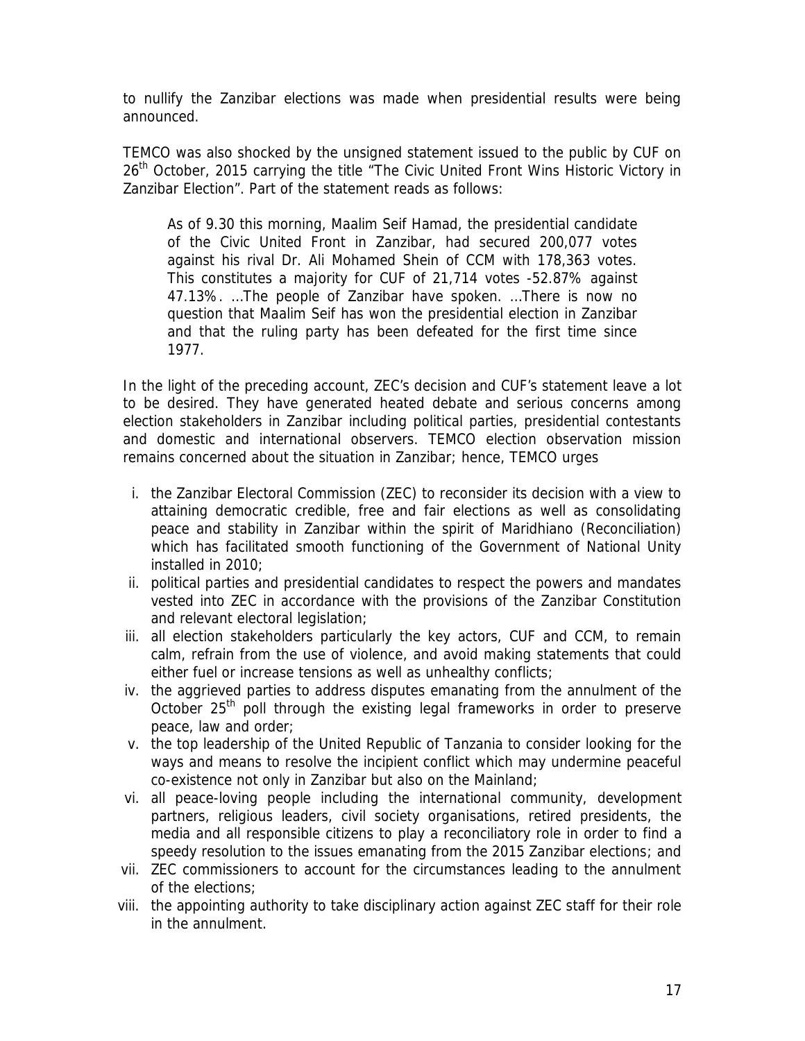to nullify the Zanzibar elections was made when presidential results were being announced.

TEMCO was also shocked by the unsigned statement issued to the public by CUF on 26th October, 2015 carrying the title "The Civic United Front Wins Historic Victory in Zanzibar Election". Part of the statement reads as follows:

> As of 9.30 this morning, Maalim Seif Hamad, the presidential candidate of the Civic United Front in Zanzibar, had secured 200,077 votes against his rival Dr. Ali Mohamed Shein of CCM with 178,363 votes. This constitutes a majority for CUF of 21,714 votes -52.87% against 47.13%. …The people of Zanzibar have spoken. …There is now no question that Maalim Seif has won the presidential election in Zanzibar and that the ruling party has been defeated for the first time since 1977.

In the light of the preceding account, ZEC's decision and CUF's statement leave a lot to be desired. They have generated heated debate and serious concerns among election stakeholders in Zanzibar including political parties, presidential contestants and domestic and international observers. TEMCO election observation mission remains concerned about the situation in Zanzibar; hence, TEMCO urges

i. the Zanzibar Electoral Commission (ZEC) to reconsider its decision with a view to attaining democratic credible, free and fair elections as well as consolidating peace and stability in Zanzibar within the spirit of Maridhiano (Reconciliation) which has facilitated smooth functioning of the Government of National Unity installed in 2010;
ii. political parties and presidential candidates to respect the powers and mandates vested into ZEC in accordance with the provisions of the Zanzibar Constitution and relevant electoral legislation;
iii. all election stakeholders particularly the key actors, CUF and CCM, to remain calm, refrain from the use of violence, and avoid making statements that could either fuel or increase tensions as well as unhealthy conflicts;
iv. the aggrieved parties to address disputes emanating from the annulment of the October 25th poll through the existing legal frameworks in order to preserve peace, law and order;
v. the top leadership of the United Republic of Tanzania to consider looking for the ways and means to resolve the incipient conflict which may undermine peaceful co-existence not only in Zanzibar but also on the Mainland;
vi. all peace-loving people including the international community, development partners, religious leaders, civil society organisations, retired presidents, the media and all responsible citizens to play a reconciliatory role in order to find a speedy resolution to the issues emanating from the 2015 Zanzibar elections; and
vii. ZEC commissioners to account for the circumstances leading to the annulment of the elections;
viii. the appointing authority to take disciplinary action against ZEC staff for their role in the annulment.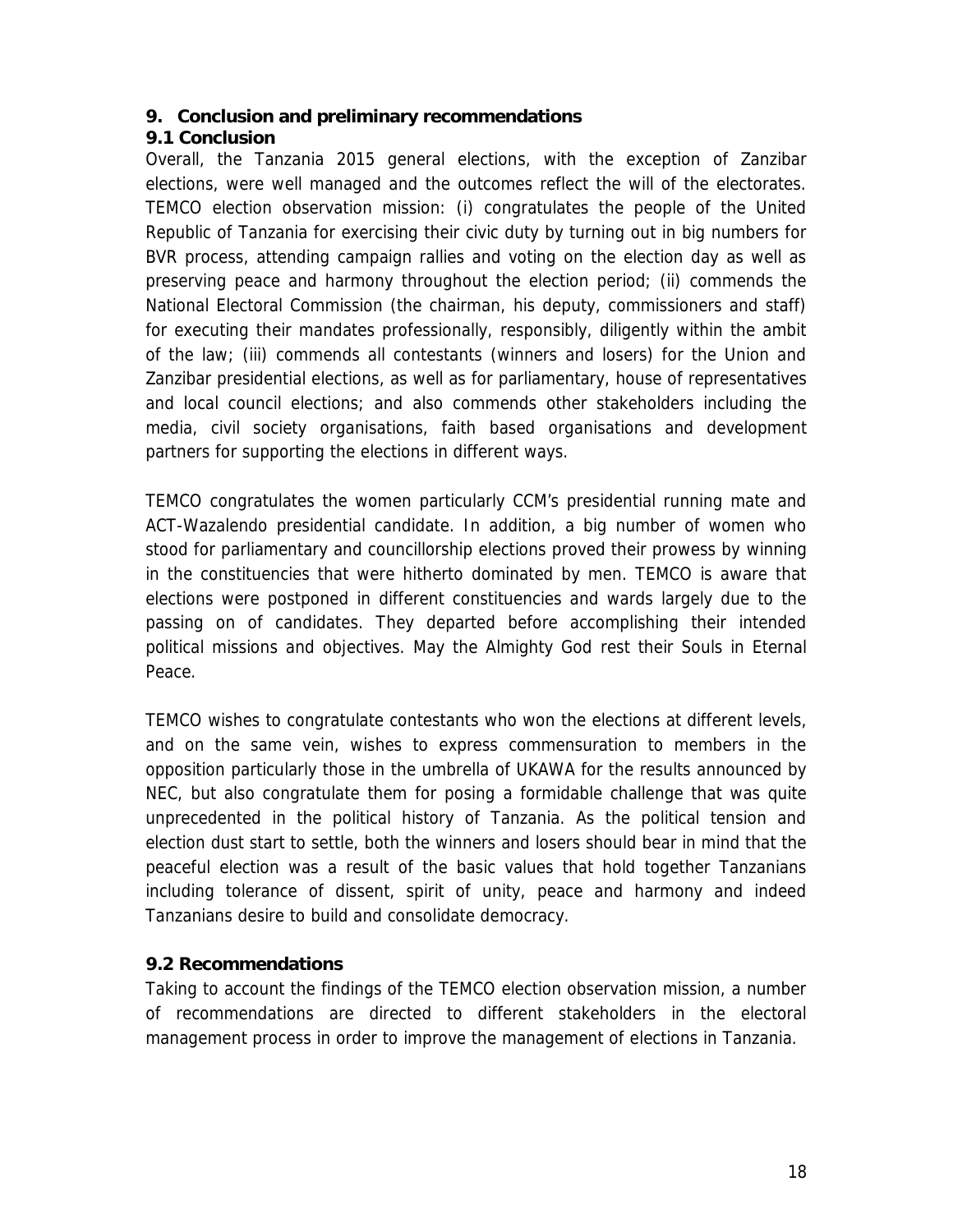## 9. Conclusion and preliminary recommendations

### 9.1 Conclusion

Overall, the Tanzania 2015 general elections, with the exception of Zanzibar elections, were well managed and the outcomes reflect the will of the electorates. TEMCO election observation mission: (i) congratulates the people of the United Republic of Tanzania for exercising their civic duty by turning out in big numbers for BVR process, attending campaign rallies and voting on the election day as well as preserving peace and harmony throughout the election period; (ii) commends the National Electoral Commission (the chairman, his deputy, commissioners and staff) for executing their mandates professionally, responsibly, diligently within the ambit of the law; (iii) commends all contestants (winners and losers) for the Union and Zanzibar presidential elections, as well as for parliamentary, house of representatives and local council elections; and also commends other stakeholders including the media, civil society organisations, faith based organisations and development partners for supporting the elections in different ways.

TEMCO congratulates the women particularly CCM's presidential running mate and ACT-Wazalendo presidential candidate. In addition, a big number of women who stood for parliamentary and councillorship elections proved their prowess by winning in the constituencies that were hitherto dominated by men. TEMCO is aware that elections were postponed in different constituencies and wards largely due to the passing on of candidates. They departed before accomplishing their intended political missions and objectives. May the Almighty God rest their Souls in Eternal Peace.

TEMCO wishes to congratulate contestants who won the elections at different levels, and on the same vein, wishes to express commensuration to members in the opposition particularly those in the umbrella of UKAWA for the results announced by NEC, but also congratulate them for posing a formidable challenge that was quite unprecedented in the political history of Tanzania. As the political tension and election dust start to settle, both the winners and losers should bear in mind that the peaceful election was a result of the basic values that hold together Tanzanians including tolerance of dissent, spirit of unity, peace and harmony and indeed Tanzanians desire to build and consolidate democracy.

### 9.2 Recommendations

Taking to account the findings of the TEMCO election observation mission, a number of recommendations are directed to different stakeholders in the electoral management process in order to improve the management of elections in Tanzania.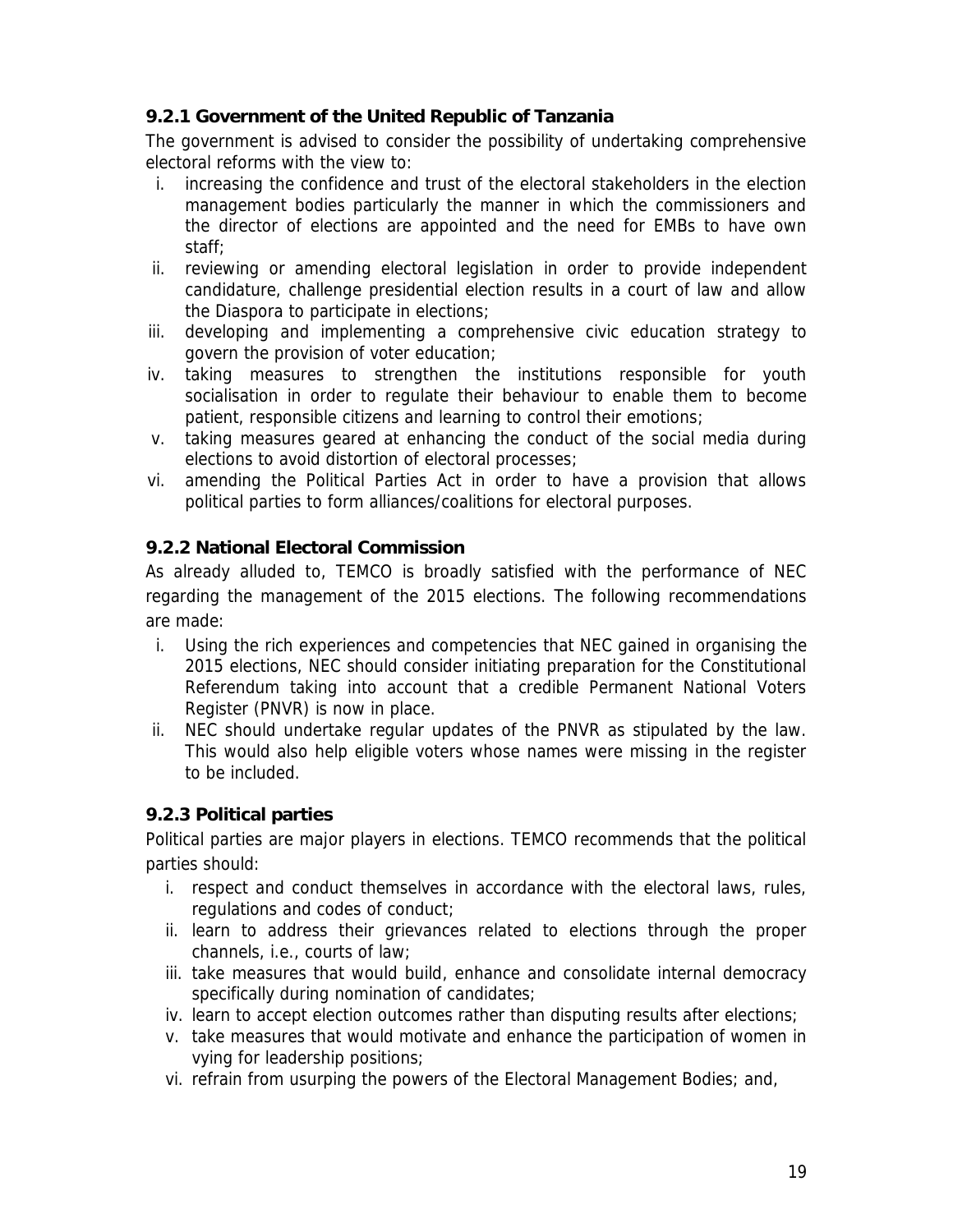### 9.2.1 Government of the United Republic of Tanzania

The government is advised to consider the possibility of undertaking comprehensive electoral reforms with the view to:

i. increasing the confidence and trust of the electoral stakeholders in the election management bodies particularly the manner in which the commissioners and the director of elections are appointed and the need for EMBs to have own staff;
ii. reviewing or amending electoral legislation in order to provide independent candidature, challenge presidential election results in a court of law and allow the Diaspora to participate in elections;
iii. developing and implementing a comprehensive civic education strategy to govern the provision of voter education;
iv. taking measures to strengthen the institutions responsible for youth socialisation in order to regulate their behaviour to enable them to become patient, responsible citizens and learning to control their emotions;
v. taking measures geared at enhancing the conduct of the social media during elections to avoid distortion of electoral processes;
vi. amending the Political Parties Act in order to have a provision that allows political parties to form alliances/coalitions for electoral purposes.

### 9.2.2 National Electoral Commission

As already alluded to, TEMCO is broadly satisfied with the performance of NEC regarding the management of the 2015 elections. The following recommendations are made:

i. Using the rich experiences and competencies that NEC gained in organising the 2015 elections, NEC should consider initiating preparation for the Constitutional Referendum taking into account that a credible Permanent National Voters Register (PNVR) is now in place.
ii. NEC should undertake regular updates of the PNVR as stipulated by the law. This would also help eligible voters whose names were missing in the register to be included.

### 9.2.3 Political parties

Political parties are major players in elections. TEMCO recommends that the political parties should:

i. respect and conduct themselves in accordance with the electoral laws, rules, regulations and codes of conduct;
ii. learn to address their grievances related to elections through the proper channels, i.e., courts of law;
iii. take measures that would build, enhance and consolidate internal democracy specifically during nomination of candidates;
iv. learn to accept election outcomes rather than disputing results after elections;
v. take measures that would motivate and enhance the participation of women in vying for leadership positions;
vi. refrain from usurping the powers of the Electoral Management Bodies; and,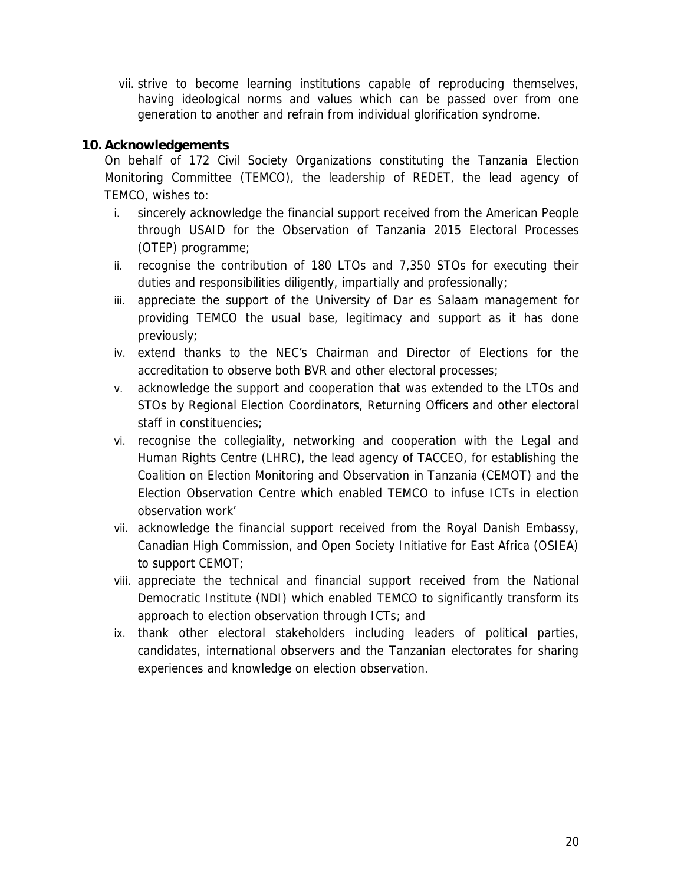vii. strive to become learning institutions capable of reproducing themselves, having ideological norms and values which can be passed over from one generation to another and refrain from individual glorification syndrome.

## 10. Acknowledgements

On behalf of 172 Civil Society Organizations constituting the Tanzania Election Monitoring Committee (TEMCO), the leadership of REDET, the lead agency of TEMCO, wishes to:

i. sincerely acknowledge the financial support received from the American People through USAID for the Observation of Tanzania 2015 Electoral Processes (OTEP) programme;

ii. recognise the contribution of 180 LTOs and 7,350 STOs for executing their duties and responsibilities diligently, impartially and professionally;

iii. appreciate the support of the University of Dar es Salaam management for providing TEMCO the usual base, legitimacy and support as it has done previously;

iv. extend thanks to the NEC's Chairman and Director of Elections for the accreditation to observe both BVR and other electoral processes;

v. acknowledge the support and cooperation that was extended to the LTOs and STOs by Regional Election Coordinators, Returning Officers and other electoral staff in constituencies;

vi. recognise the collegiality, networking and cooperation with the Legal and Human Rights Centre (LHRC), the lead agency of TACCEO, for establishing the Coalition on Election Monitoring and Observation in Tanzania (CEMOT) and the Election Observation Centre which enabled TEMCO to infuse ICTs in election observation work'

vii. acknowledge the financial support received from the Royal Danish Embassy, Canadian High Commission, and Open Society Initiative for East Africa (OSIEA) to support CEMOT;

viii. appreciate the technical and financial support received from the National Democratic Institute (NDI) which enabled TEMCO to significantly transform its approach to election observation through ICTs; and

ix. thank other electoral stakeholders including leaders of political parties, candidates, international observers and the Tanzanian electorates for sharing experiences and knowledge on election observation.